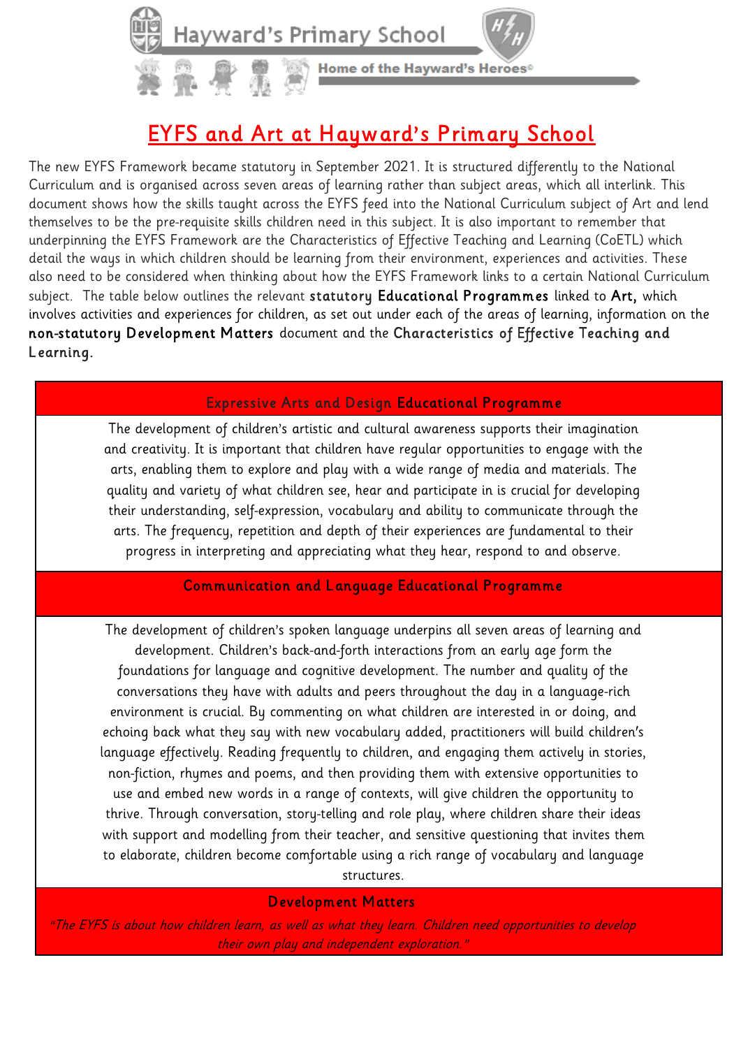Hayward's Primary School

Home of the Hayward's Heroes©

# EYFS and Art at Hayward's Primary School

The new EYFS Framework became statutory in September 2021. It is structured differently to the National Curriculum and is organised across seven areas of learning rather than subject areas, which all interlink. This document shows how the skills taught across the EYFS feed into the National Curriculum subject of Art and lend themselves to be the pre-requisite skills children need in this subject. It is also important to remember that underpinning the EYFS Framework are the Characteristics of Effective Teaching and Learning (CoETL) which detail the ways in which children should be learning from their environment, experiences and activities. These also need to be considered when thinking about how the EYFS Framework links to a certain National Curriculum subject. The table below outlines the relevant **statutory Educational Programmes** linked to **Art,** which involves activities and experiences for children, as set out under each of the areas of learning, information on the **non-statutory Development Matters** document and the **Characteristics of Effective Teaching and Learning.**

| Expressive Arts and Design **Educational Programme** |
|---|
| The development of children's artistic and cultural awareness supports their imagination and creativity. It is important that children have regular opportunities to engage with the arts, enabling them to explore and play with a wide range of media and materials. The quality and variety of what children see, hear and participate in is crucial for developing their understanding, self-expression, vocabulary and ability to communicate through the arts. The frequency, repetition and depth of their experiences are fundamental to their progress in interpreting and appreciating what they hear, respond to and observe. |
| **Communication and Language Educational Programme** |
| The development of children's spoken language underpins all seven areas of learning and development. Children's back-and-forth interactions from an early age form the foundations for language and cognitive development. The number and quality of the conversations they have with adults and peers throughout the day in a language-rich environment is crucial. By commenting on what children are interested in or doing, and echoing back what they say with new vocabulary added, practitioners will build children's language effectively. Reading frequently to children, and engaging them actively in stories, non-fiction, rhymes and poems, and then providing them with extensive opportunities to use and embed new words in a range of contexts, will give children the opportunity to thrive. Through conversation, story-telling and role play, where children share their ideas with support and modelling from their teacher, and sensitive questioning that invites them to elaborate, children become comfortable using a rich range of vocabulary and language structures. |
| **Development Matters** |
| *"The EYFS is about how children learn, as well as what they learn. Children need opportunities to develop their own play and independent exploration."* |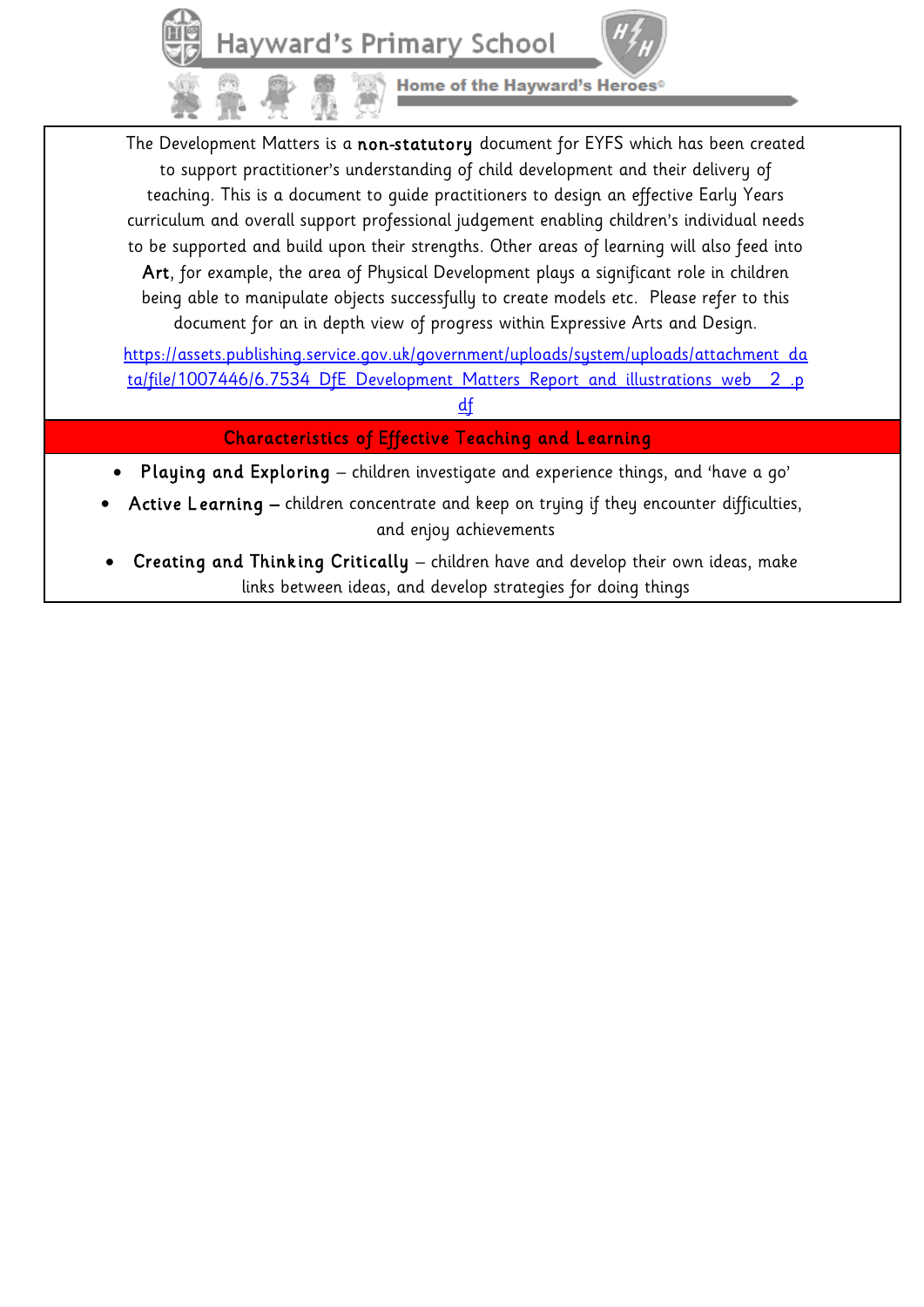The Development Matters is a **non-statutory** document for EYFS which has been created to support practitioner's understanding of child development and their delivery of teaching. This is a document to guide practitioners to design an effective Early Years curriculum and overall support professional judgement enabling children's individual needs to be supported and build upon their strengths. Other areas of learning will also feed into **Art**, for example, the area of Physical Development plays a significant role in children being able to manipulate objects successfully to create models etc. Please refer to this document for an in depth view of progress within Expressive Arts and Design.

https://assets.publishing.service.gov.uk/government/uploads/system/uploads/attachment_data/file/1007446/6.7534_DfE_Development_Matters_Report_and_illustrations_web__2_.pdf

## Characteristics of Effective Teaching and Learning

- **Playing and Exploring** – children investigate and experience things, and 'have a go'
- **Active Learning** – children concentrate and keep on trying if they encounter difficulties, and enjoy achievements
- **Creating and Thinking Critically** – children have and develop their own ideas, make links between ideas, and develop strategies for doing things